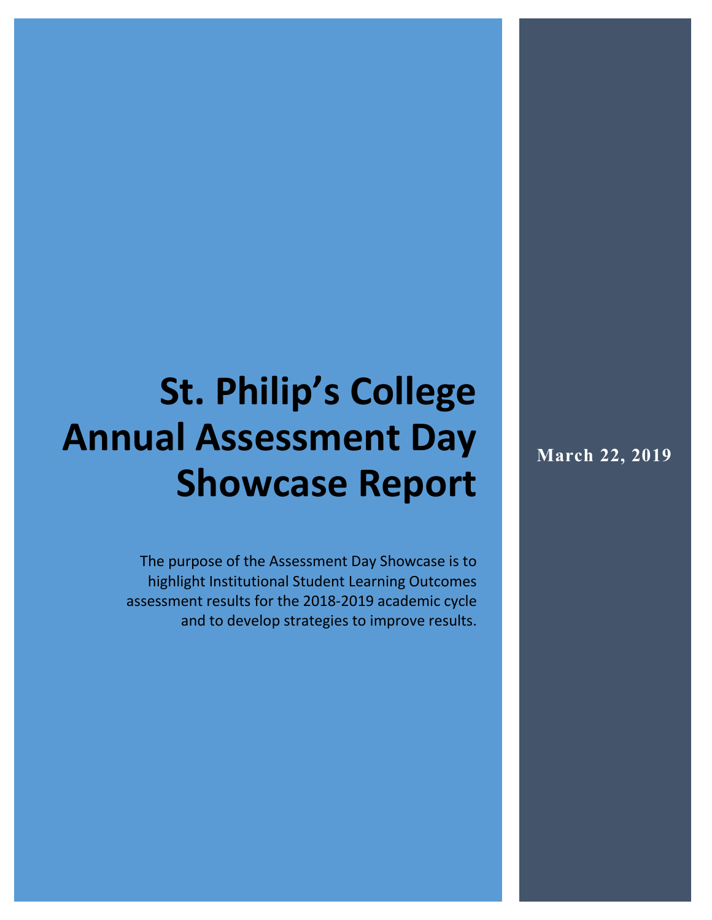# St. Philip's College Annual Assessment Day Showcase Report

The purpose of the Assessment Day Showcase is to highlight Institutional Student Learning Outcomes assessment results for the 2018-2019 academic cycle and to develop strategies to improve results.

**March 22, 2019**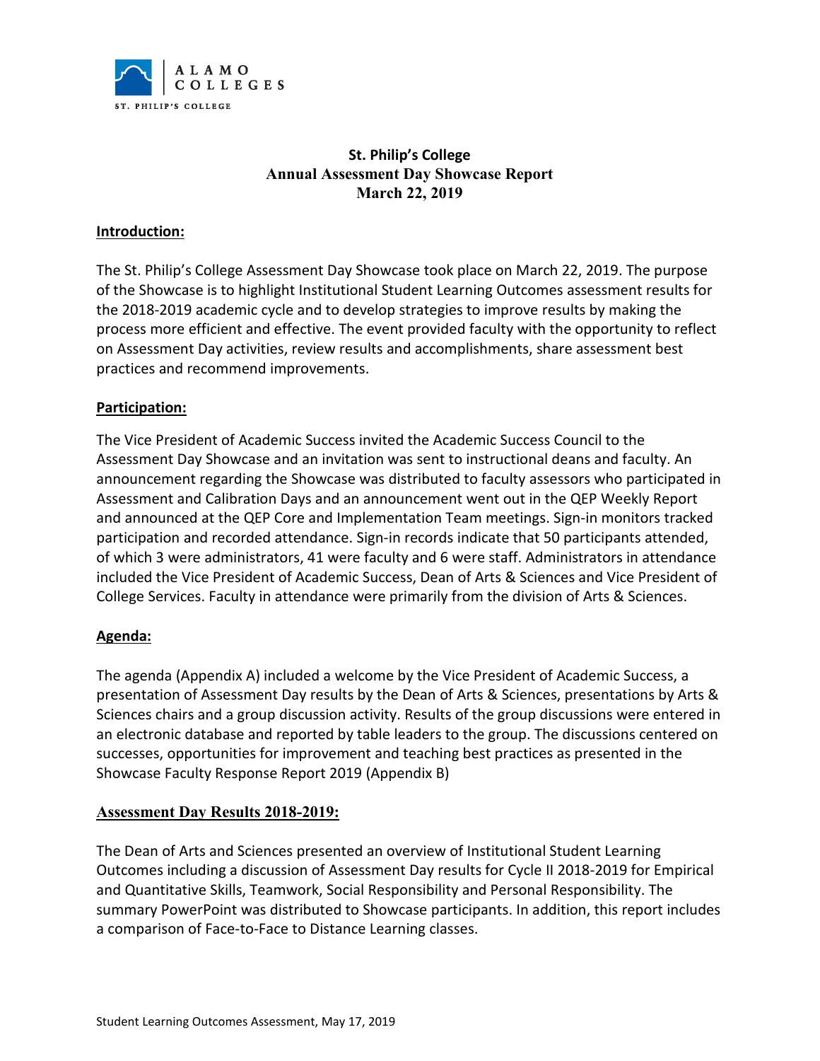# St. Philip's College
## Annual Assessment Day Showcase Report
## March 22, 2019

**Introduction:**

The St. Philip's College Assessment Day Showcase took place on March 22, 2019. The purpose of the Showcase is to highlight Institutional Student Learning Outcomes assessment results for the 2018-2019 academic cycle and to develop strategies to improve results by making the process more efficient and effective. The event provided faculty with the opportunity to reflect on Assessment Day activities, review results and accomplishments, share assessment best practices and recommend improvements.

**Participation:**

The Vice President of Academic Success invited the Academic Success Council to the Assessment Day Showcase and an invitation was sent to instructional deans and faculty. An announcement regarding the Showcase was distributed to faculty assessors who participated in Assessment and Calibration Days and an announcement went out in the QEP Weekly Report and announced at the QEP Core and Implementation Team meetings. Sign-in monitors tracked participation and recorded attendance. Sign-in records indicate that 50 participants attended, of which 3 were administrators, 41 were faculty and 6 were staff. Administrators in attendance included the Vice President of Academic Success, Dean of Arts & Sciences and Vice President of College Services. Faculty in attendance were primarily from the division of Arts & Sciences.

**Agenda:**

The agenda (Appendix A) included a welcome by the Vice President of Academic Success, a presentation of Assessment Day results by the Dean of Arts & Sciences, presentations by Arts & Sciences chairs and a group discussion activity. Results of the group discussions were entered in an electronic database and reported by table leaders to the group. The discussions centered on successes, opportunities for improvement and teaching best practices as presented in the Showcase Faculty Response Report 2019 (Appendix B)

**Assessment Day Results 2018-2019:**

The Dean of Arts and Sciences presented an overview of Institutional Student Learning Outcomes including a discussion of Assessment Day results for Cycle II 2018-2019 for Empirical and Quantitative Skills, Teamwork, Social Responsibility and Personal Responsibility. The summary PowerPoint was distributed to Showcase participants. In addition, this report includes a comparison of Face-to-Face to Distance Learning classes.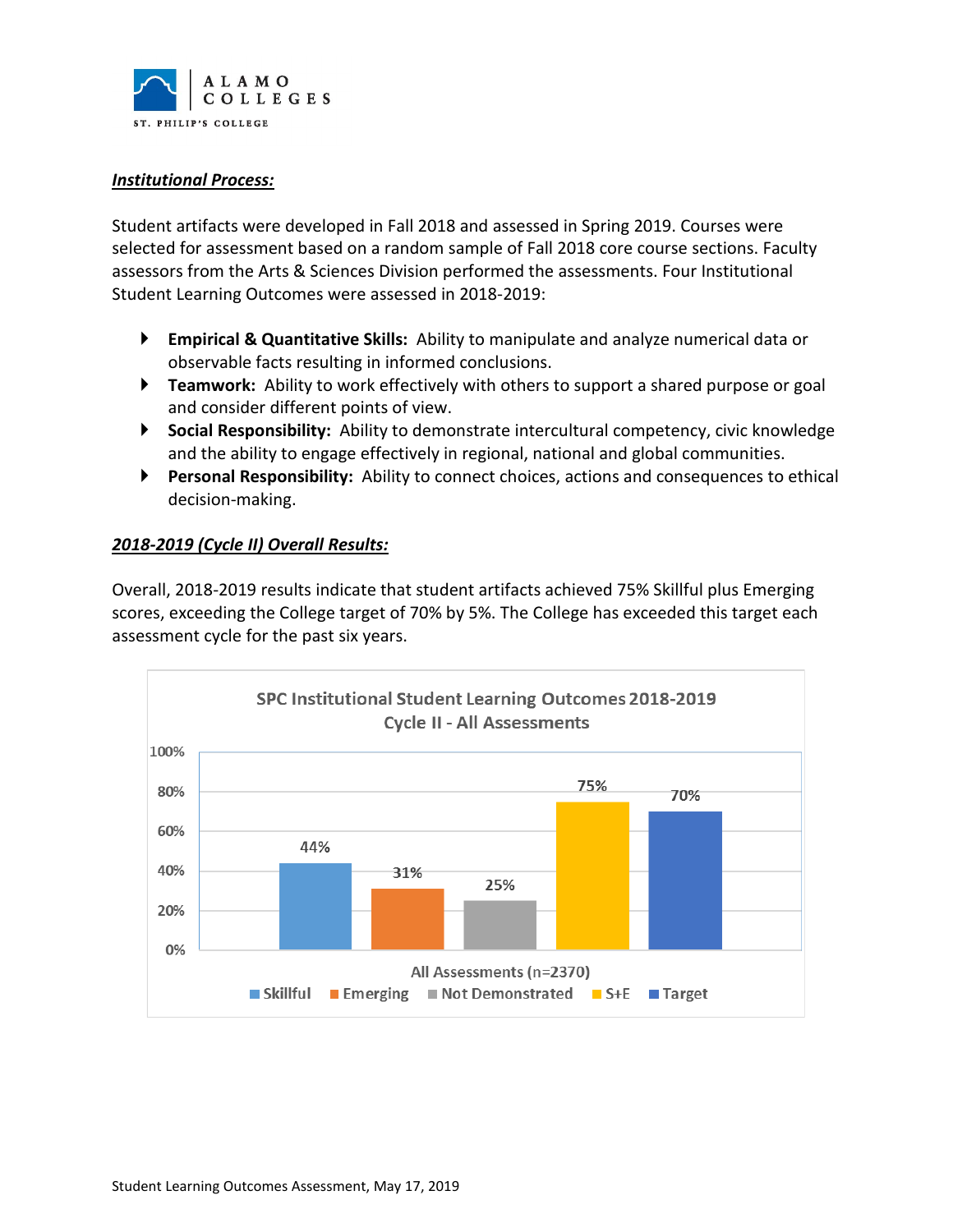***Institutional Process:***

Student artifacts were developed in Fall 2018 and assessed in Spring 2019. Courses were selected for assessment based on a random sample of Fall 2018 core course sections. Faculty assessors from the Arts & Sciences Division performed the assessments. Four Institutional Student Learning Outcomes were assessed in 2018-2019:

- **Empirical & Quantitative Skills:** Ability to manipulate and analyze numerical data or observable facts resulting in informed conclusions.
- **Teamwork:** Ability to work effectively with others to support a shared purpose or goal and consider different points of view.
- **Social Responsibility:** Ability to demonstrate intercultural competency, civic knowledge and the ability to engage effectively in regional, national and global communities.
- **Personal Responsibility:** Ability to connect choices, actions and consequences to ethical decision-making.

***2018-2019 (Cycle II) Overall Results:***

Overall, 2018-2019 results indicate that student artifacts achieved 75% Skillful plus Emerging scores, exceeding the College target of 70% by 5%. The College has exceeded this target each assessment cycle for the past six years.

SPC Institutional Student Learning Outcomes 2018-2019
Cycle II - All Assessments

| All Assessments (n=2370) | Skillful | Emerging | Not Demonstrated | S+E | Target |
|---|---|---|---|---|---|
| | 44% | 31% | 25% | 75% | 70% |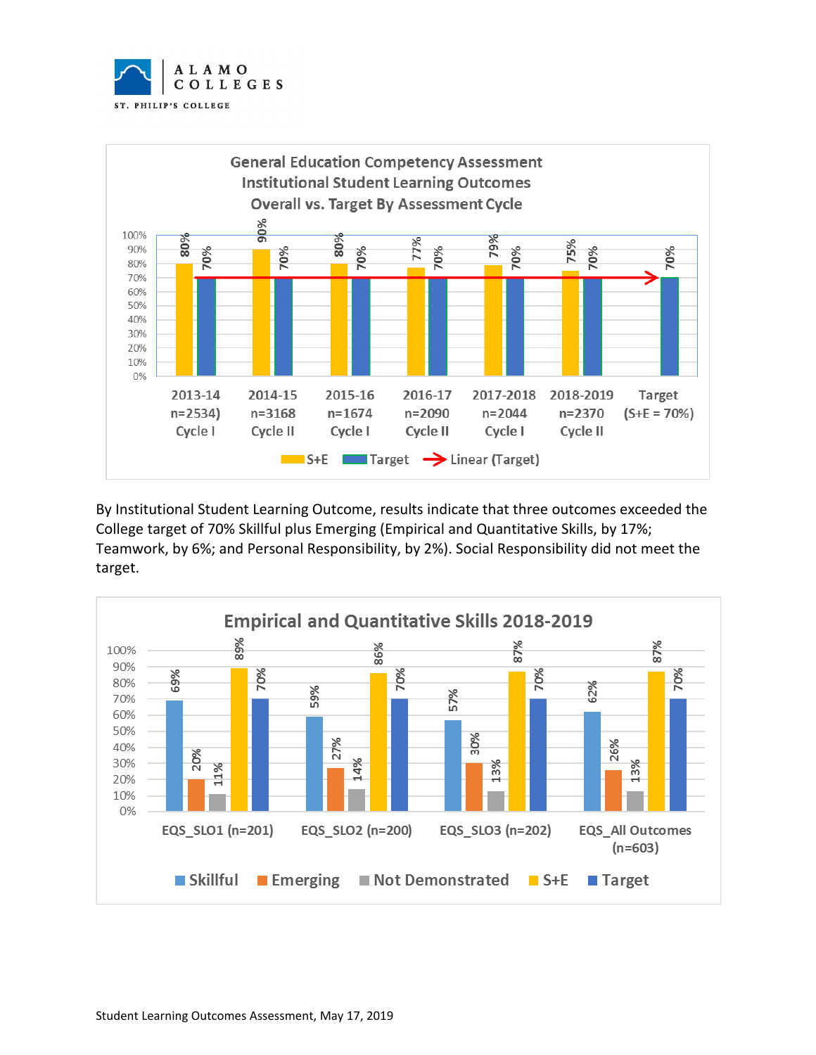**General Education Competency Assessment**
**Institutional Student Learning Outcomes**
**Overall vs. Target By Assessment Cycle**

| Cycle | S+E | Target |
|---|---|---|
| 2013-14 n=2534) Cycle I | 80% | 70% |
| 2014-15 n=3168 Cycle II | 90% | 70% |
| 2015-16 n=1674 Cycle I | 80% | 70% |
| 2016-17 n=2090 Cycle II | 77% | 70% |
| 2017-2018 n=2044 Cycle I | 79% | 70% |
| 2018-2019 n=2370 Cycle II | 75% | 70% |
| Target (S+E = 70%) | | 70% |

By Institutional Student Learning Outcome, results indicate that three outcomes exceeded the College target of 70% Skillful plus Emerging (Empirical and Quantitative Skills, by 17%; Teamwork, by 6%; and Personal Responsibility, by 2%). Social Responsibility did not meet the target.

**Empirical and Quantitative Skills 2018-2019**

| | Skillful | Emerging | Not Demonstrated | S+E | Target |
|---|---|---|---|---|---|
| EQS_SLO1 (n=201) | 69% | 20% | 11% | 89% | 70% |
| EQS_SLO2 (n=200) | 59% | 27% | 14% | 86% | 70% |
| EQS_SLO3 (n=202) | 57% | 30% | 13% | 87% | 70% |
| EQS_All Outcomes (n=603) | 62% | 26% | 13% | 87% | 70% |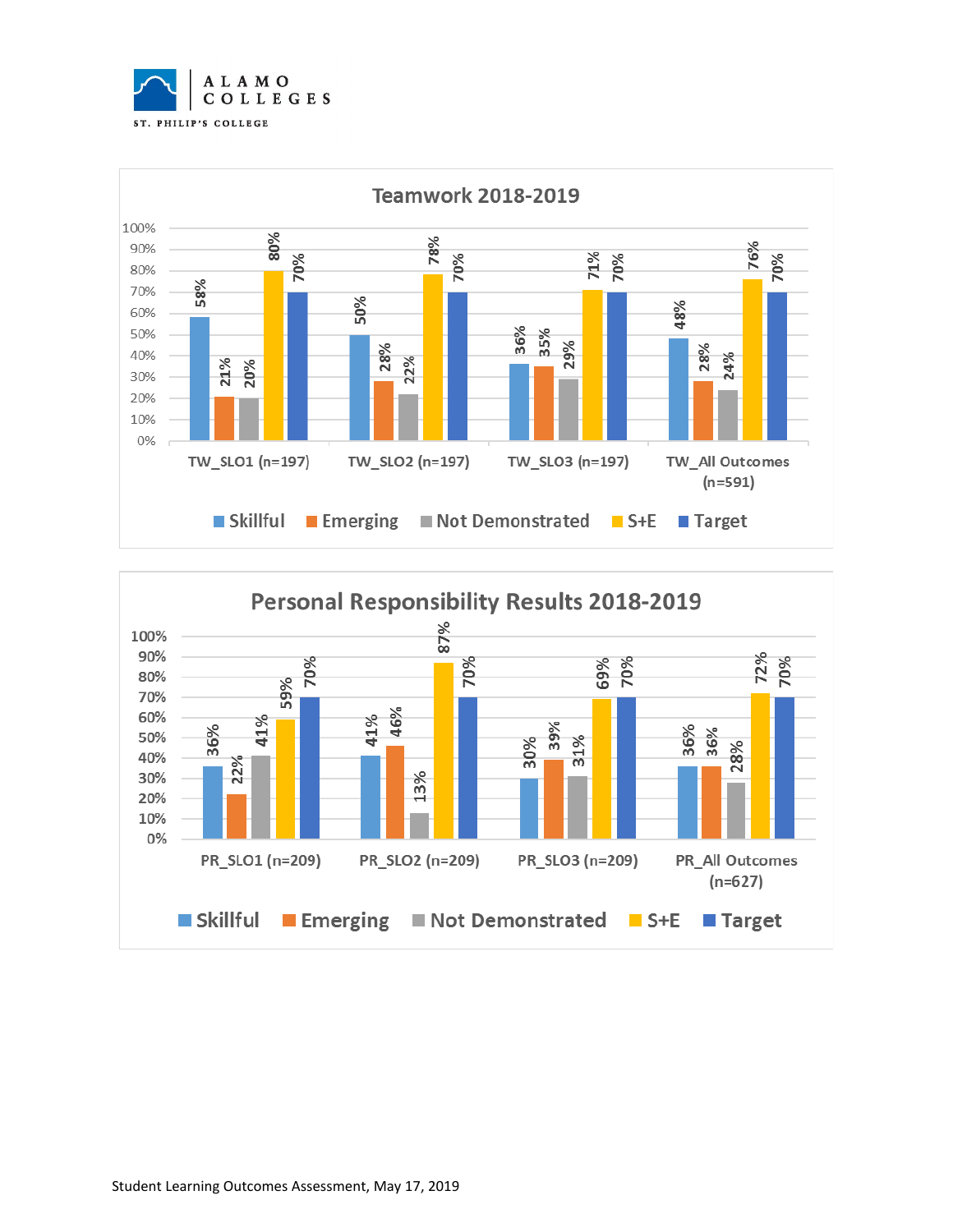## Teamwork 2018-2019

| | Skillful | Emerging | Not Demonstrated | S+E | Target |
|---|---|---|---|---|---|
| TW_SLO1 (n=197) | 58% | 21% | 20% | 80% | 70% |
| TW_SLO2 (n=197) | 50% | 28% | 22% | 78% | 70% |
| TW_SLO3 (n=197) | 36% | 35% | 29% | 71% | 70% |
| TW_All Outcomes (n=591) | 48% | 28% | 24% | 76% | 70% |

## Personal Responsibility Results 2018-2019

| | Skillful | Emerging | Not Demonstrated | S+E | Target |
|---|---|---|---|---|---|
| PR_SLO1 (n=209) | 36% | 22% | 41% | 59% | 70% |
| PR_SLO2 (n=209) | 41% | 46% | 13% | 87% | 70% |
| PR_SLO3 (n=209) | 30% | 39% | 31% | 69% | 70% |
| PR_All Outcomes (n=627) | 36% | 36% | 28% | 72% | 70% |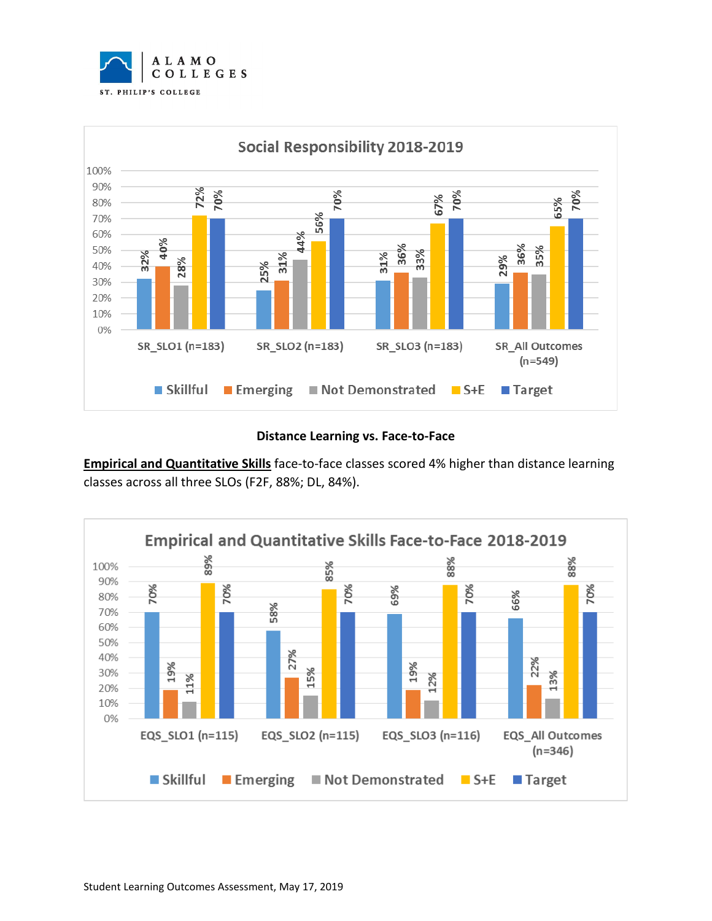**Social Responsibility 2018-2019**

| | Skillful | Emerging | Not Demonstrated | S+E | Target |
|---|---|---|---|---|---|
| SR_SLO1 (n=183) | 32% | 40% | 28% | 72% | 70% |
| SR_SLO2 (n=183) | 25% | 31% | 44% | 56% | 70% |
| SR_SLO3 (n=183) | 31% | 36% | 33% | 67% | 70% |
| SR_All Outcomes (n=549) | 29% | 36% | 35% | 65% | 70% |

**Distance Learning vs. Face-to-Face**

**Empirical and Quantitative Skills** face-to-face classes scored 4% higher than distance learning classes across all three SLOs (F2F, 88%; DL, 84%).

**Empirical and Quantitative Skills Face-to-Face 2018-2019**

| | Skillful | Emerging | Not Demonstrated | S+E | Target |
|---|---|---|---|---|---|
| EQS_SLO1 (n=115) | 70% | 19% | 11% | 89% | 70% |
| EQS_SLO2 (n=115) | 58% | 27% | 15% | 85% | 70% |
| EQS_SLO3 (n=116) | 69% | 19% | 12% | 88% | 70% |
| EQS_All Outcomes (n=346) | 66% | 22% | 13% | 88% | 70% |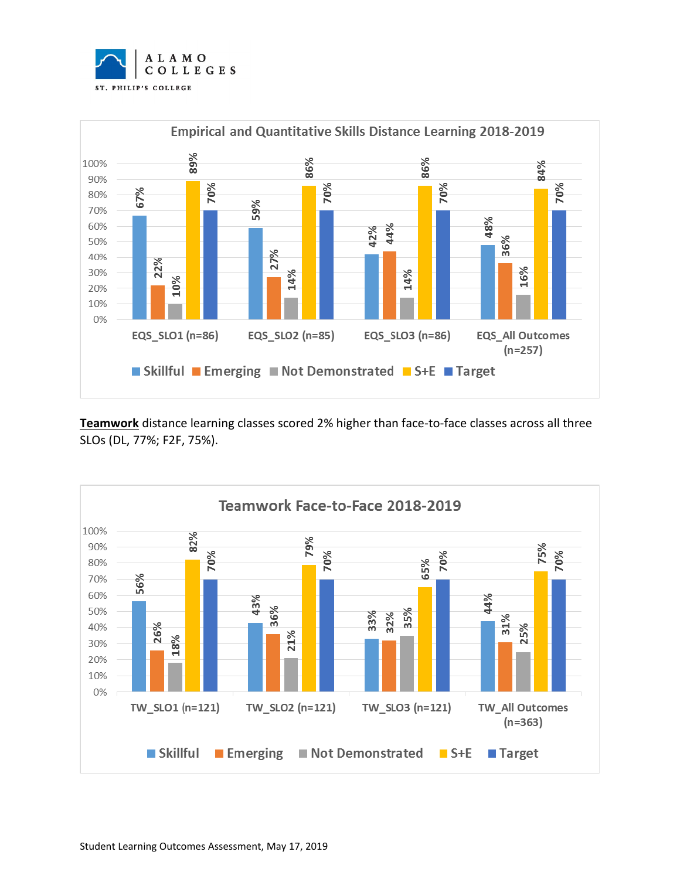**Empirical and Quantitative Skills Distance Learning 2018-2019**

| | Skillful | Emerging | Not Demonstrated | S+E | Target |
|---|---|---|---|---|---|
| EQS_SLO1 (n=86) | 67% | 22% | 10% | 89% | 70% |
| EQS_SLO2 (n=85) | 59% | 27% | 14% | 86% | 70% |
| EQS_SLO3 (n=86) | 42% | 44% | 14% | 86% | 70% |
| EQS_All Outcomes (n=257) | 48% | 36% | 16% | 84% | 70% |

**Teamwork** distance learning classes scored 2% higher than face-to-face classes across all three SLOs (DL, 77%; F2F, 75%).

**Teamwork Face-to-Face 2018-2019**

| | Skillful | Emerging | Not Demonstrated | S+E | Target |
|---|---|---|---|---|---|
| TW_SLO1 (n=121) | 56% | 26% | 18% | 82% | 70% |
| TW_SLO2 (n=121) | 43% | 36% | 21% | 79% | 70% |
| TW_SLO3 (n=121) | 33% | 32% | 35% | 65% | 70% |
| TW_All Outcomes (n=363) | 44% | 31% | 25% | 75% | 70% |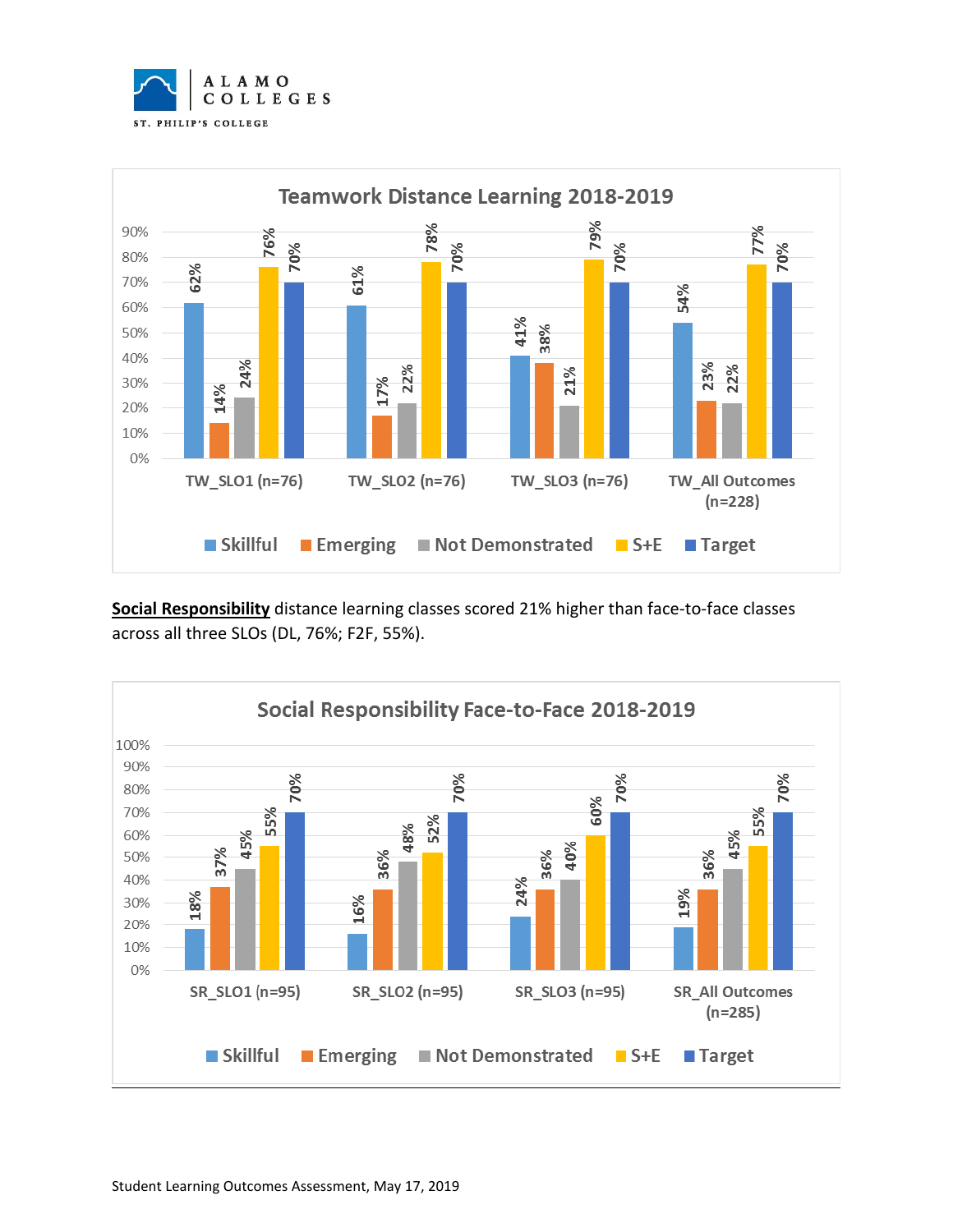**Teamwork Distance Learning 2018-2019**

| | Skillful | Emerging | Not Demonstrated | S+E | Target |
|---|---|---|---|---|---|
| TW_SLO1 (n=76) | 62% | 14% | 24% | 76% | 70% |
| TW_SLO2 (n=76) | 61% | 17% | 22% | 78% | 70% |
| TW_SLO3 (n=76) | 41% | 38% | 21% | 79% | 70% |
| TW_All Outcomes (n=228) | 54% | 23% | 22% | 77% | 70% |

**__Social Responsibility__** distance learning classes scored 21% higher than face-to-face classes across all three SLOs (DL, 76%; F2F, 55%).

**Social Responsibility Face-to-Face 2018-2019**

| | Skillful | Emerging | Not Demonstrated | S+E | Target |
|---|---|---|---|---|---|
| SR_SLO1 (n=95) | 18% | 37% | 45% | 55% | 70% |
| SR_SLO2 (n=95) | 16% | 36% | 48% | 52% | 70% |
| SR_SLO3 (n=95) | 24% | 36% | 40% | 60% | 70% |
| SR_All Outcomes (n=285) | 19% | 36% | 45% | 55% | 70% |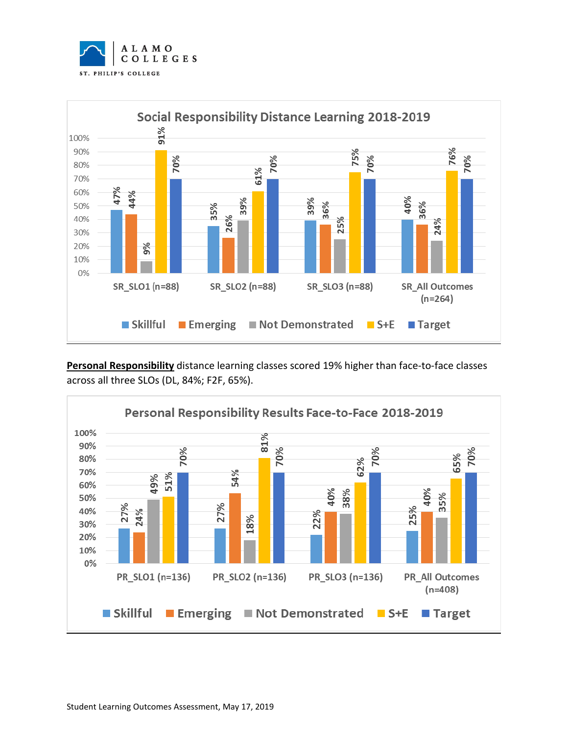**Social Responsibility Distance Learning 2018-2019**

| | SR_SLO1 (n=88) | SR_SLO2 (n=88) | SR_SLO3 (n=88) | SR_All Outcomes (n=264) |
|---|---|---|---|---|
| Skillful | 47% | 35% | 39% | 40% |
| Emerging | 44% | 26% | 36% | 36% |
| Not Demonstrated | 9% | 39% | 25% | 24% |
| S+E | 91% | 61% | 75% | 76% |
| Target | 70% | 70% | 70% | 70% |

**Personal Responsibility** distance learning classes scored 19% higher than face-to-face classes across all three SLOs (DL, 84%; F2F, 65%).

**Personal Responsibility Results Face-to-Face 2018-2019**

| | PR_SLO1 (n=136) | PR_SLO2 (n=136) | PR_SLO3 (n=136) | PR_All Outcomes (n=408) |
|---|---|---|---|---|
| Skillful | 27% | 27% | 22% | 25% |
| Emerging | 24% | 54% | 40% | 40% |
| Not Demonstrated | 49% | 18% | 38% | 35% |
| S+E | 51% | 81% | 62% | 65% |
| Target | 70% | 70% | 70% | 70% |

Student Learning Outcomes Assessment, May 17, 2019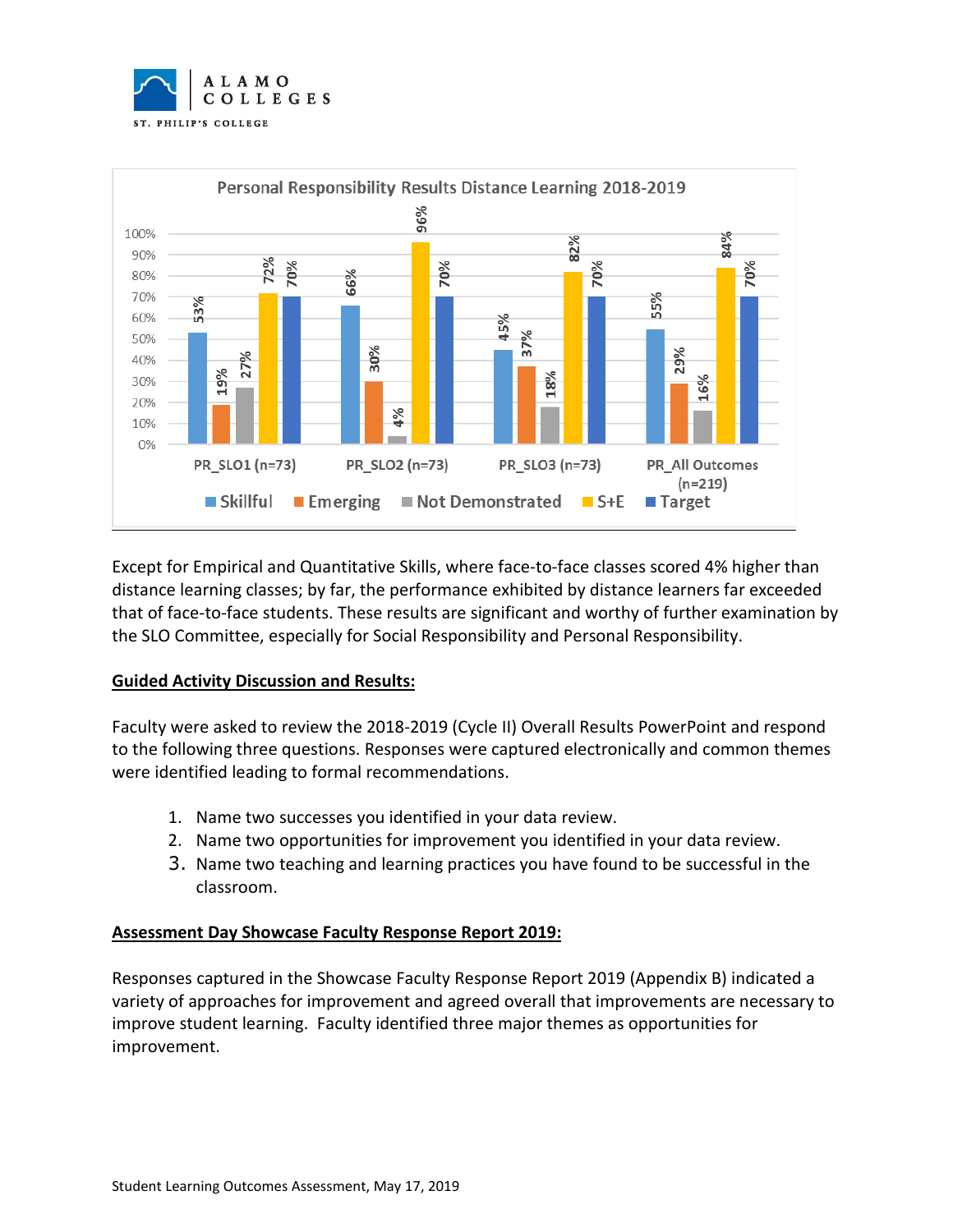**Personal Responsibility Results Distance Learning 2018-2019**

| | Skillful | Emerging | Not Demonstrated | S+E | Target |
|---|---|---|---|---|---|
| PR_SLO1 (n=73) | 53% | 19% | 27% | 72% | 70% |
| PR_SLO2 (n=73) | 66% | 30% | 4% | 96% | 70% |
| PR_SLO3 (n=73) | 45% | 37% | 18% | 82% | 70% |
| PR_All Outcomes (n=219) | 55% | 29% | 16% | 84% | 70% |

Except for Empirical and Quantitative Skills, where face-to-face classes scored 4% higher than distance learning classes; by far, the performance exhibited by distance learners far exceeded that of face-to-face students. These results are significant and worthy of further examination by the SLO Committee, especially for Social Responsibility and Personal Responsibility.

**Guided Activity Discussion and Results:**

Faculty were asked to review the 2018-2019 (Cycle II) Overall Results PowerPoint and respond to the following three questions. Responses were captured electronically and common themes were identified leading to formal recommendations.

1. Name two successes you identified in your data review.
2. Name two opportunities for improvement you identified in your data review.
3. Name two teaching and learning practices you have found to be successful in the classroom.

**Assessment Day Showcase Faculty Response Report 2019:**

Responses captured in the Showcase Faculty Response Report 2019 (Appendix B) indicated a variety of approaches for improvement and agreed overall that improvements are necessary to improve student learning. Faculty identified three major themes as opportunities for improvement.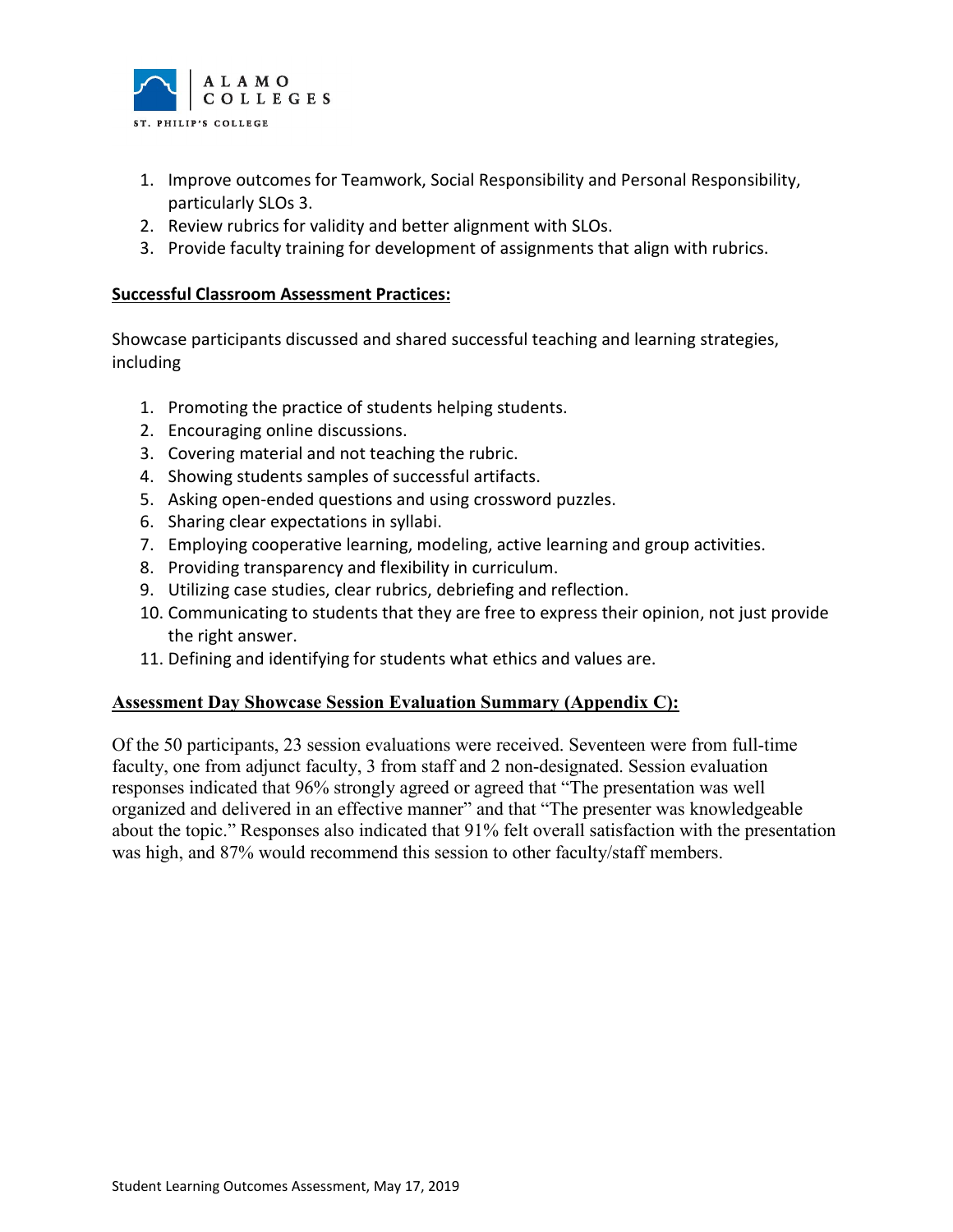1. Improve outcomes for Teamwork, Social Responsibility and Personal Responsibility, particularly SLOs 3.
2. Review rubrics for validity and better alignment with SLOs.
3. Provide faculty training for development of assignments that align with rubrics.

**Successful Classroom Assessment Practices:**

Showcase participants discussed and shared successful teaching and learning strategies, including

1. Promoting the practice of students helping students.
2. Encouraging online discussions.
3. Covering material and not teaching the rubric.
4. Showing students samples of successful artifacts.
5. Asking open-ended questions and using crossword puzzles.
6. Sharing clear expectations in syllabi.
7. Employing cooperative learning, modeling, active learning and group activities.
8. Providing transparency and flexibility in curriculum.
9. Utilizing case studies, clear rubrics, debriefing and reflection.
10. Communicating to students that they are free to express their opinion, not just provide the right answer.
11. Defining and identifying for students what ethics and values are.

**Assessment Day Showcase Session Evaluation Summary (Appendix C):**

Of the 50 participants, 23 session evaluations were received. Seventeen were from full-time faculty, one from adjunct faculty, 3 from staff and 2 non-designated. Session evaluation responses indicated that 96% strongly agreed or agreed that "The presentation was well organized and delivered in an effective manner" and that "The presenter was knowledgeable about the topic." Responses also indicated that 91% felt overall satisfaction with the presentation was high, and 87% would recommend this session to other faculty/staff members.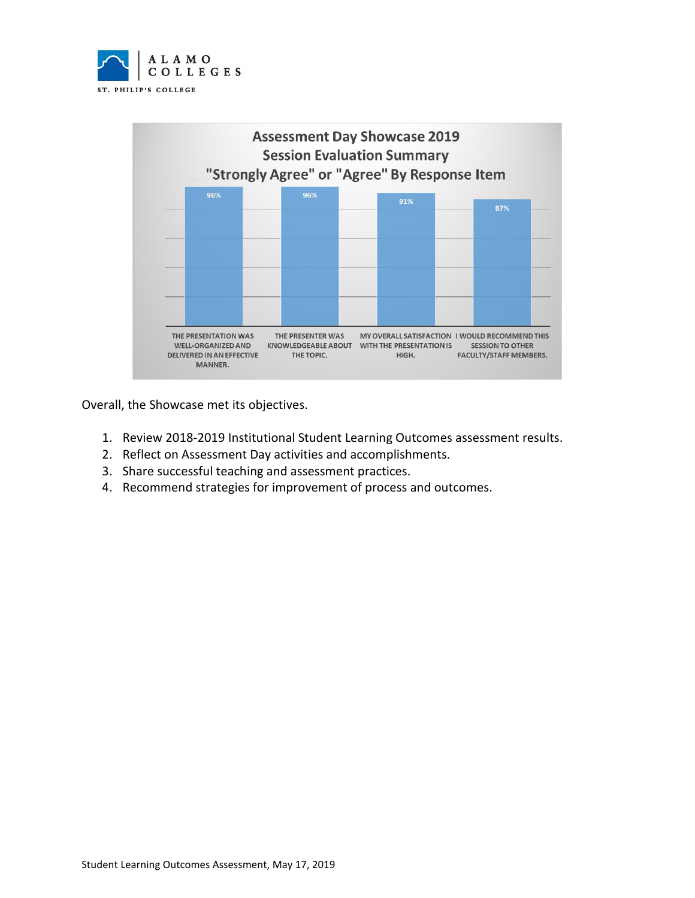**Assessment Day Showcase 2019**
**Session Evaluation Summary**
**"Strongly Agree" or "Agree" By Response Item**

| Response Item | Strongly Agree or Agree |
| --- | --- |
| THE PRESENTATION WAS WELL-ORGANIZED AND DELIVERED IN AN EFFECTIVE MANNER. | 96% |
| THE PRESENTER WAS KNOWLEDGEABLE ABOUT THE TOPIC. | 96% |
| MY OVERALL SATISFACTION WITH THE PRESENTATION IS HIGH. | 91% |
| I WOULD RECOMMEND THIS SESSION TO OTHER FACULTY/STAFF MEMBERS. | 87% |

Overall, the Showcase met its objectives.

1. Review 2018-2019 Institutional Student Learning Outcomes assessment results.
2. Reflect on Assessment Day activities and accomplishments.
3. Share successful teaching and assessment practices.
4. Recommend strategies for improvement of process and outcomes.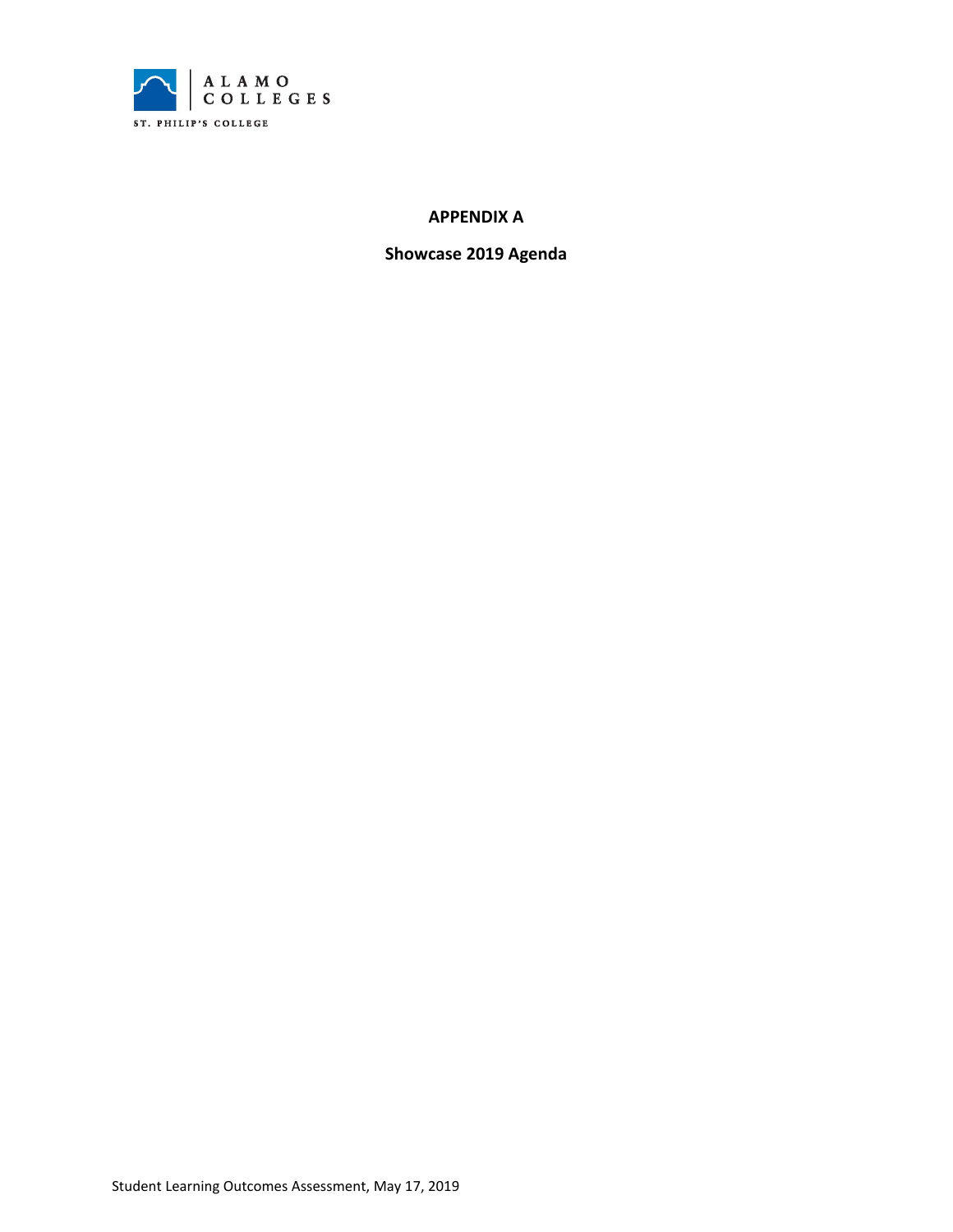# APPENDIX A

## Showcase 2019 Agenda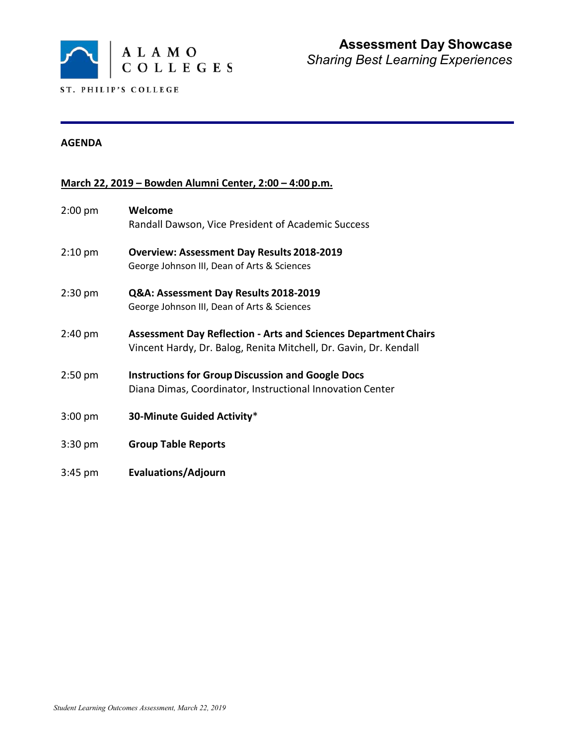ALAMO COLLEGES

ST. PHILIP'S COLLEGE

# Assessment Day Showcase

*Sharing Best Learning Experiences*

**AGENDA**

**March 22, 2019 – Bowden Alumni Center, 2:00 – 4:00 p.m.**

2:00 pm **Welcome**
Randall Dawson, Vice President of Academic Success

2:10 pm **Overview: Assessment Day Results 2018-2019**
George Johnson III, Dean of Arts & Sciences

2:30 pm **Q&A: Assessment Day Results 2018-2019**
George Johnson III, Dean of Arts & Sciences

2:40 pm **Assessment Day Reflection - Arts and Sciences Department Chairs**
Vincent Hardy, Dr. Balog, Renita Mitchell, Dr. Gavin, Dr. Kendall

2:50 pm **Instructions for Group Discussion and Google Docs**
Diana Dimas, Coordinator, Instructional Innovation Center

3:00 pm **30-Minute Guided Activity***

3:30 pm **Group Table Reports**

3:45 pm **Evaluations/Adjourn**

*Student Learning Outcomes Assessment, March 22, 2019*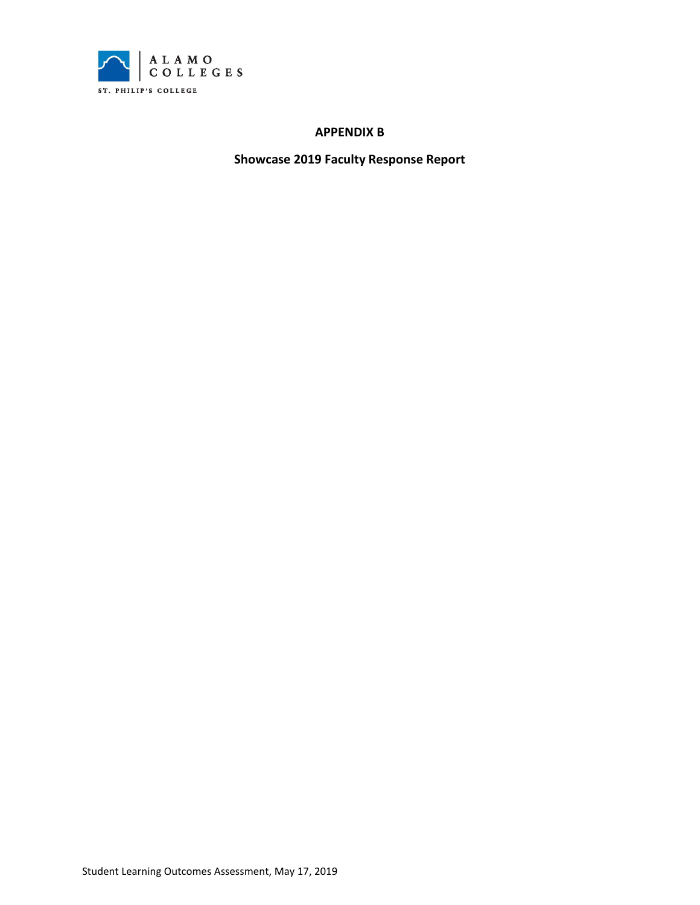## APPENDIX B

## Showcase 2019 Faculty Response Report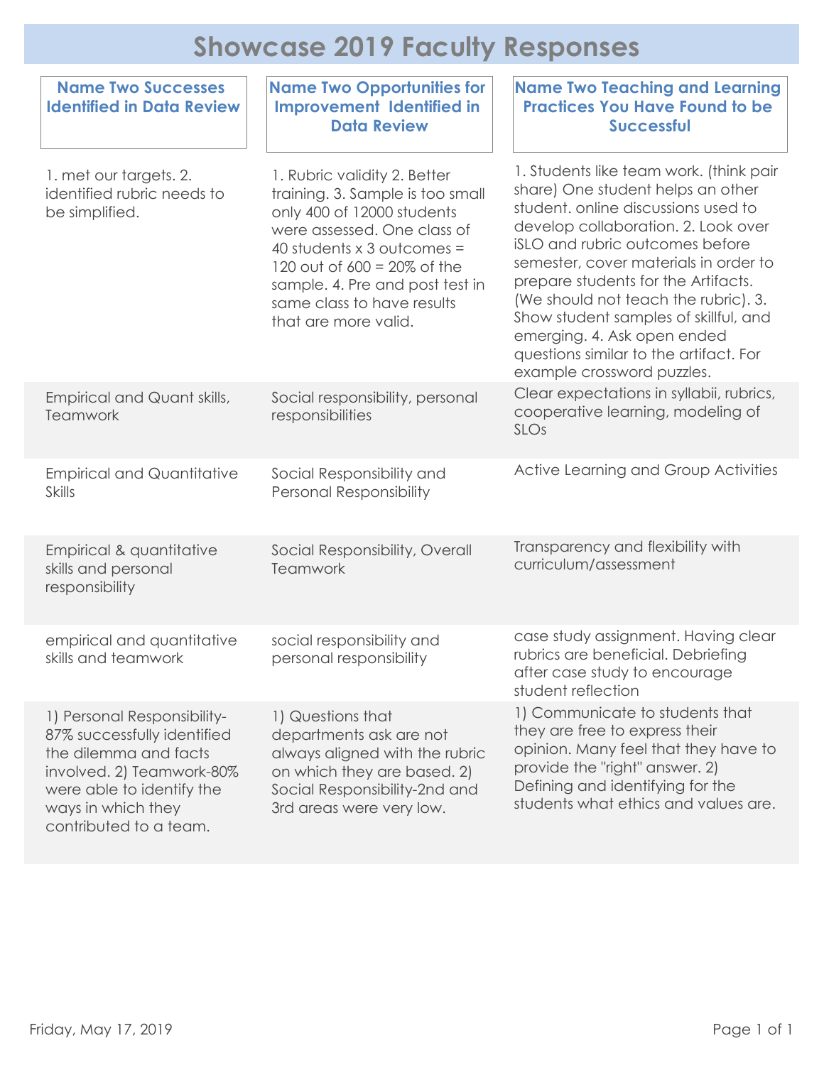# Showcase 2019 Faculty Responses

| Name Two Successes Identified in Data Review | Name Two Opportunities for Improvement Identified in Data Review | Name Two Teaching and Learning Practices You Have Found to be Successful |
|---|---|---|
| 1. met our targets. 2. identified rubric needs to be simplified. | 1. Rubric validity 2. Better training. 3. Sample is too small only 400 of 12000 students were assessed. One class of 40 students x 3 outcomes = 120 out of 600 = 20% of the sample. 4. Pre and post test in same class to have results that are more valid. | 1. Students like team work. (think pair share) One student helps an other student. online discussions used to develop collaboration. 2. Look over iSLO and rubric outcomes before semester, cover materials in order to prepare students for the Artifacts. (We should not teach the rubric). 3. Show student samples of skillful, and emerging. 4. Ask open ended questions similar to the artifact. For example crossword puzzles. |
| Empirical and Quant skills, Teamwork | Social responsibility, personal responsibilities | Clear expectations in syllabii, rubrics, cooperative learning, modeling of SLOs |
| Empirical and Quantitative Skills | Social Responsibility and Personal Responsibility | Active Learning and Group Activities |
| Empirical & quantitative skills and personal responsibility | Social Responsibility, Overall Teamwork | Transparency and flexibility with curriculum/assessment |
| empirical and quantitative skills and teamwork | social responsibility and personal responsibility | case study assignment. Having clear rubrics are beneficial. Debriefing after case study to encourage student reflection |
| 1) Personal Responsibility-87% successfully identified the dilemma and facts involved. 2) Teamwork-80% were able to identify the ways in which they contributed to a team. | 1) Questions that departments ask are not always aligned with the rubric on which they are based. 2) Social Responsibility-2nd and 3rd areas were very low. | 1) Communicate to students that they are free to express their opinion. Many feel that they have to provide the "right" answer. 2) Defining and identifying for the students what ethics and values are. |

Friday, May 17, 2019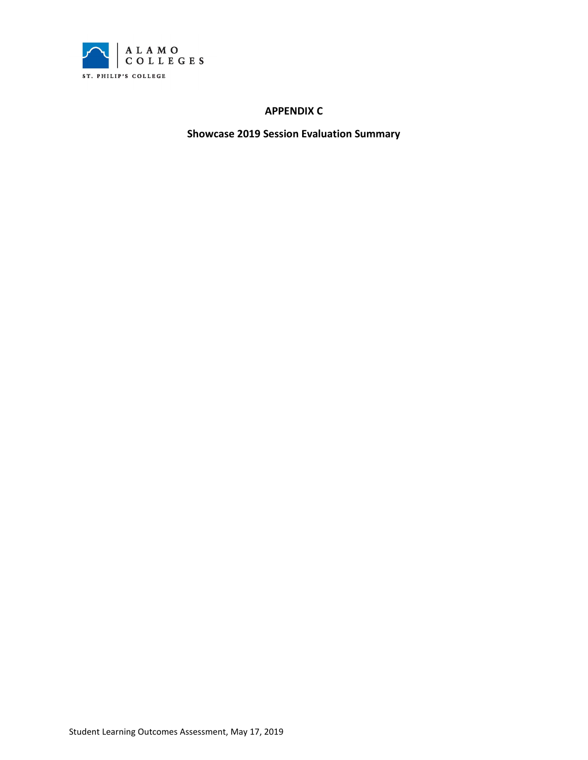# APPENDIX C

## Showcase 2019 Session Evaluation Summary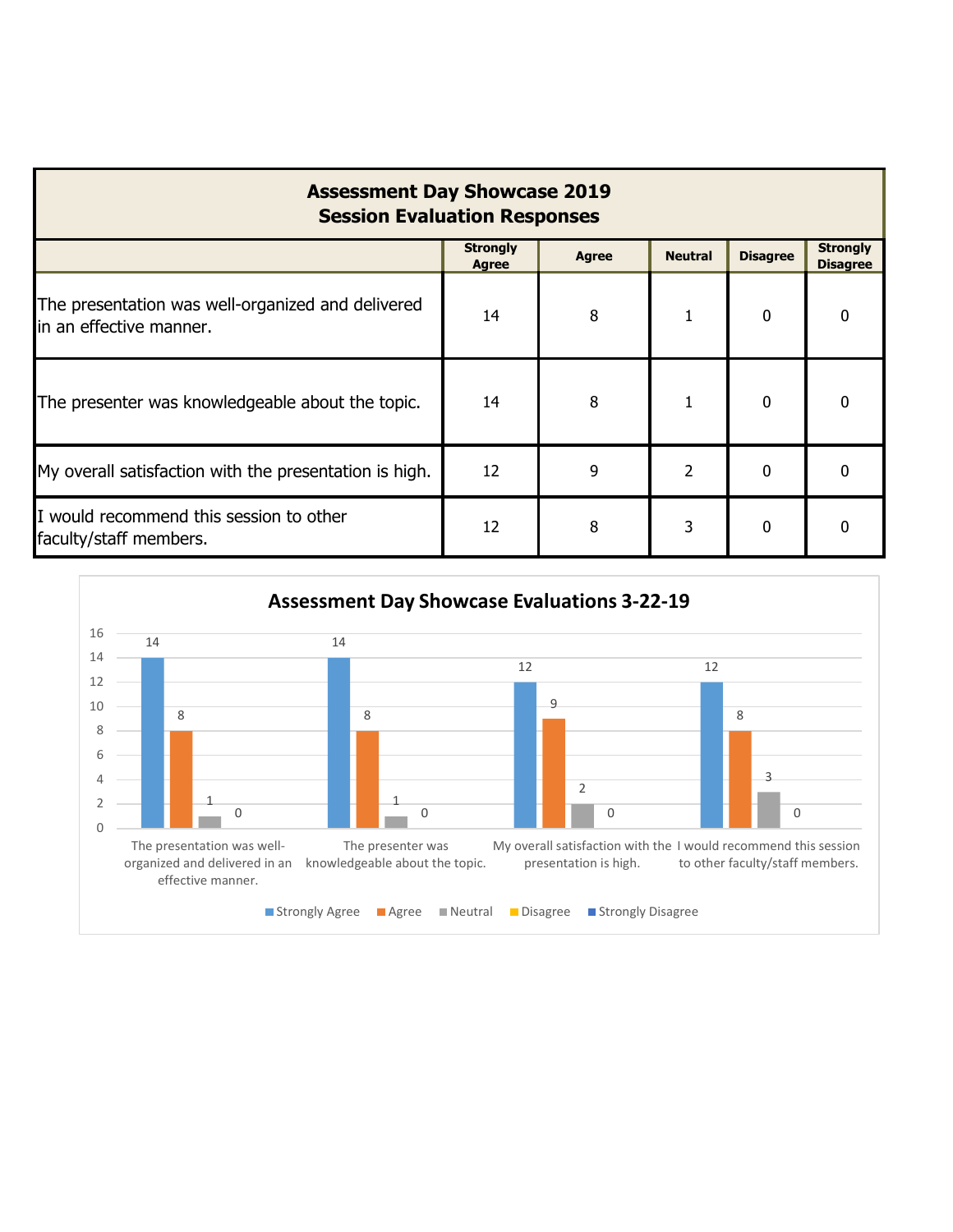| Assessment Day Showcase 2019<br>Session Evaluation Responses | | | | | |
|---|---|---|---|---|---|
| | **Strongly Agree** | **Agree** | **Neutral** | **Disagree** | **Strongly Disagree** |
| The presentation was well-organized and delivered in an effective manner. | 14 | 8 | 1 | 0 | 0 |
| The presenter was knowledgeable about the topic. | 14 | 8 | 1 | 0 | 0 |
| My overall satisfaction with the presentation is high. | 12 | 9 | 2 | 0 | 0 |
| I would recommend this session to other faculty/staff members. | 12 | 8 | 3 | 0 | 0 |

**Assessment Day Showcase Evaluations 3-22-19**

| | Strongly Agree | Agree | Neutral | Disagree | Strongly Disagree |
|---|---|---|---|---|---|
| The presentation was well-organized and delivered in an effective manner. | 14 | 8 | 1 | 0 | |
| The presenter was knowledgeable about the topic. | 14 | 8 | 1 | 0 | |
| My overall satisfaction with the presentation is high. | 12 | 9 | 2 | 0 | |
| I would recommend this session to other faculty/staff members. | 12 | 8 | 3 | 0 | |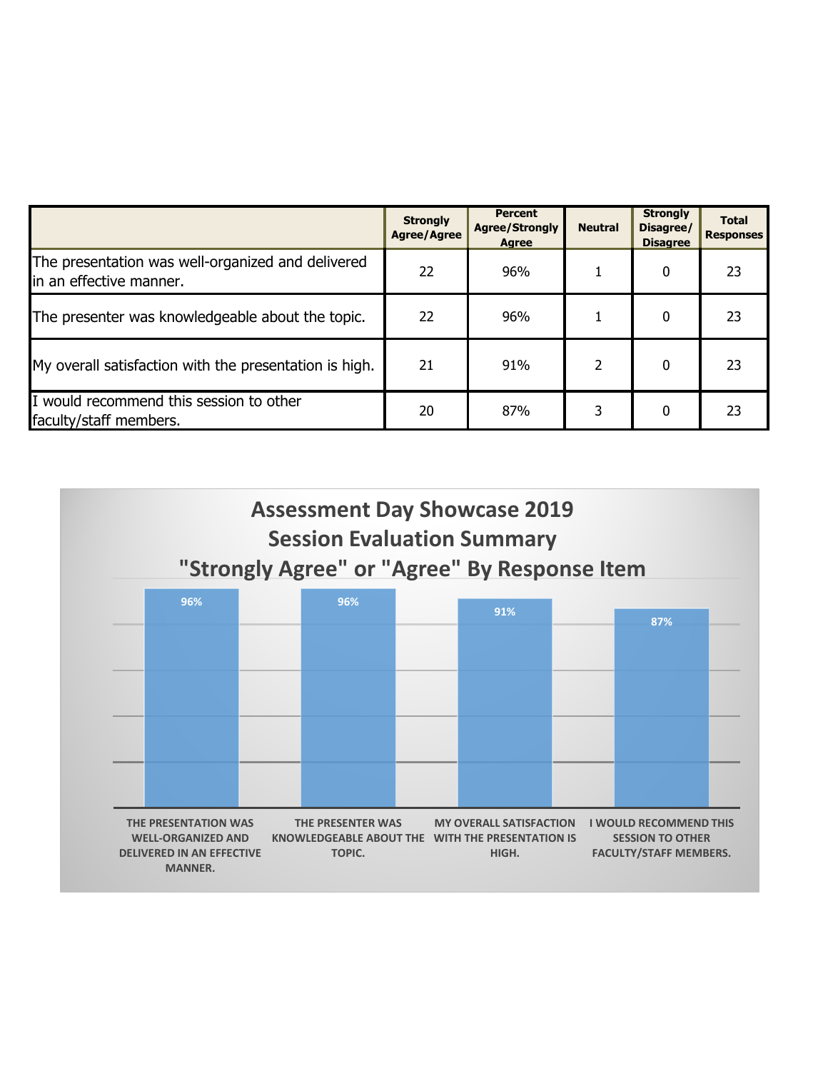| | Strongly Agree/Agree | Percent Agree/Strongly Agree | Neutral | Strongly Disagree/ Disagree | Total Responses |
|---|---|---|---|---|---|
| The presentation was well-organized and delivered in an effective manner. | 22 | 96% | 1 | 0 | 23 |
| The presenter was knowledgeable about the topic. | 22 | 96% | 1 | 0 | 23 |
| My overall satisfaction with the presentation is high. | 21 | 91% | 2 | 0 | 23 |
| I would recommend this session to other faculty/staff members. | 20 | 87% | 3 | 0 | 23 |

## Assessment Day Showcase 2019
## Session Evaluation Summary
## "Strongly Agree" or "Agree" By Response Item

| Response Item | Percent |
|---|---|
| THE PRESENTATION WAS WELL-ORGANIZED AND DELIVERED IN AN EFFECTIVE MANNER. | 96% |
| THE PRESENTER WAS KNOWLEDGEABLE ABOUT THE TOPIC. | 96% |
| MY OVERALL SATISFACTION WITH THE PRESENTATION IS HIGH. | 91% |
| I WOULD RECOMMEND THIS SESSION TO OTHER FACULTY/STAFF MEMBERS. | 87% |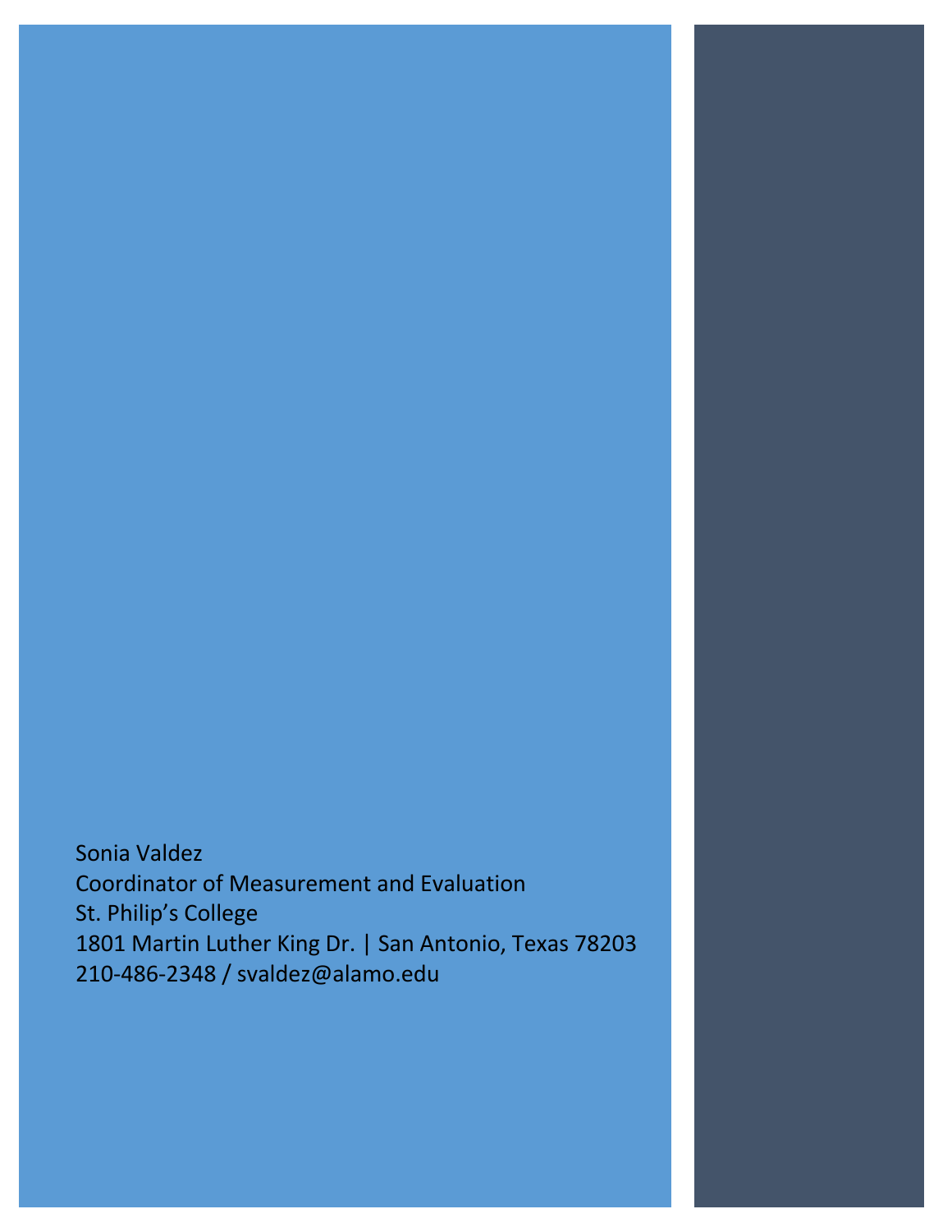Sonia Valdez
Coordinator of Measurement and Evaluation
St. Philip's College
1801 Martin Luther King Dr. | San Antonio, Texas 78203
210-486-2348 / svaldez@alamo.edu